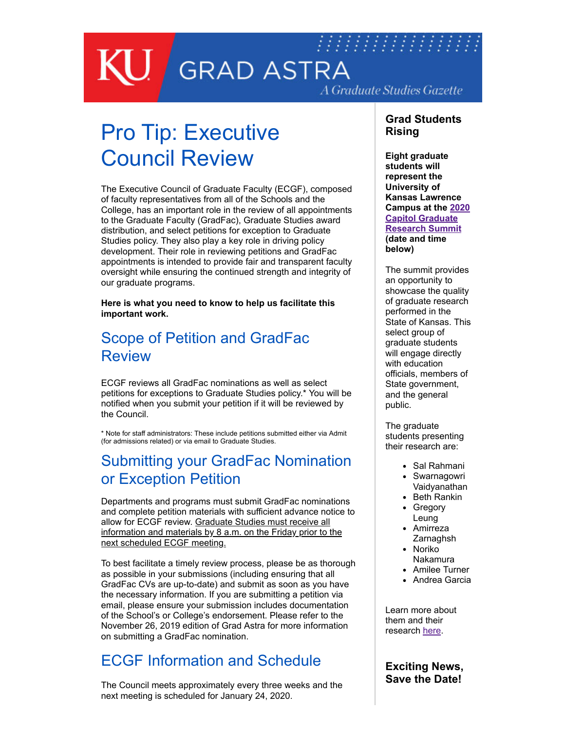# KU GRAD ASTRA

*A Graduate Studies Gazette*

# Pro Tip: Executive Council Review

The Executive Council of Graduate Faculty (ECGF), composed of faculty representatives from all of the Schools and the College, has an important role in the review of all appointments to the Graduate Faculty (GradFac), Graduate Studies award distribution, and select petitions for exception to Graduate Studies policy. They also play a key role in driving policy development. Their role in reviewing petitions and GradFac appointments is intended to provide fair and transparent faculty oversight while ensuring the continued strength and integrity of our graduate programs.

**Here is what you need to know to help us facilitate this important work.**

## Scope of Petition and GradFac Review

ECGF reviews all GradFac nominations as well as select petitions for exceptions to Graduate Studies policy.* You will be notified when you submit your petition if it will be reviewed by the Council.

* Note for staff administrators: These include petitions submitted either via Admit (for admissions related) or via email to Graduate Studies.

## Submitting your GradFac Nomination or Exception Petition

Departments and programs must submit GradFac nominations and complete petition materials with sufficient advance notice to allow for ECGF review. Graduate Studies must receive all information and materials by 8 a.m. on the Friday prior to the next scheduled ECGF meeting.

To best facilitate a timely review process, please be as thorough as possible in your submissions (including ensuring that all GradFac CVs are up-to-date) and submit as soon as you have the necessary information. If you are submitting a petition via email, please ensure your submission includes documentation of the School's or College's endorsement. Please refer to the November 26, 2019 edition of Grad Astra for more information on submitting a GradFac nomination.

## ECGF Information and Schedule

The Council meets approximately every three weeks and the next meeting is scheduled for January 24, 2020.

## Grad Students Rising

**Eight graduate students will represent the University of Kansas Lawrence Campus at the [2020 Capitol Graduate Research Summit] (date and time below)**

The summit provides an opportunity to showcase the quality of graduate research performed in the State of Kansas. This select group of graduate students will engage directly with education officials, members of State government, and the general public.

The graduate students presenting their research are:

- Sal Rahmani
- Swarnagowri Vaidyanathan
- Beth Rankin
- Gregory Leung
- Amirreza Zarnaghsh
- Noriko Nakamura
- Amilee Turner
- Andrea Garcia

Learn more about them and their research here.

## Exciting News, Save the Date!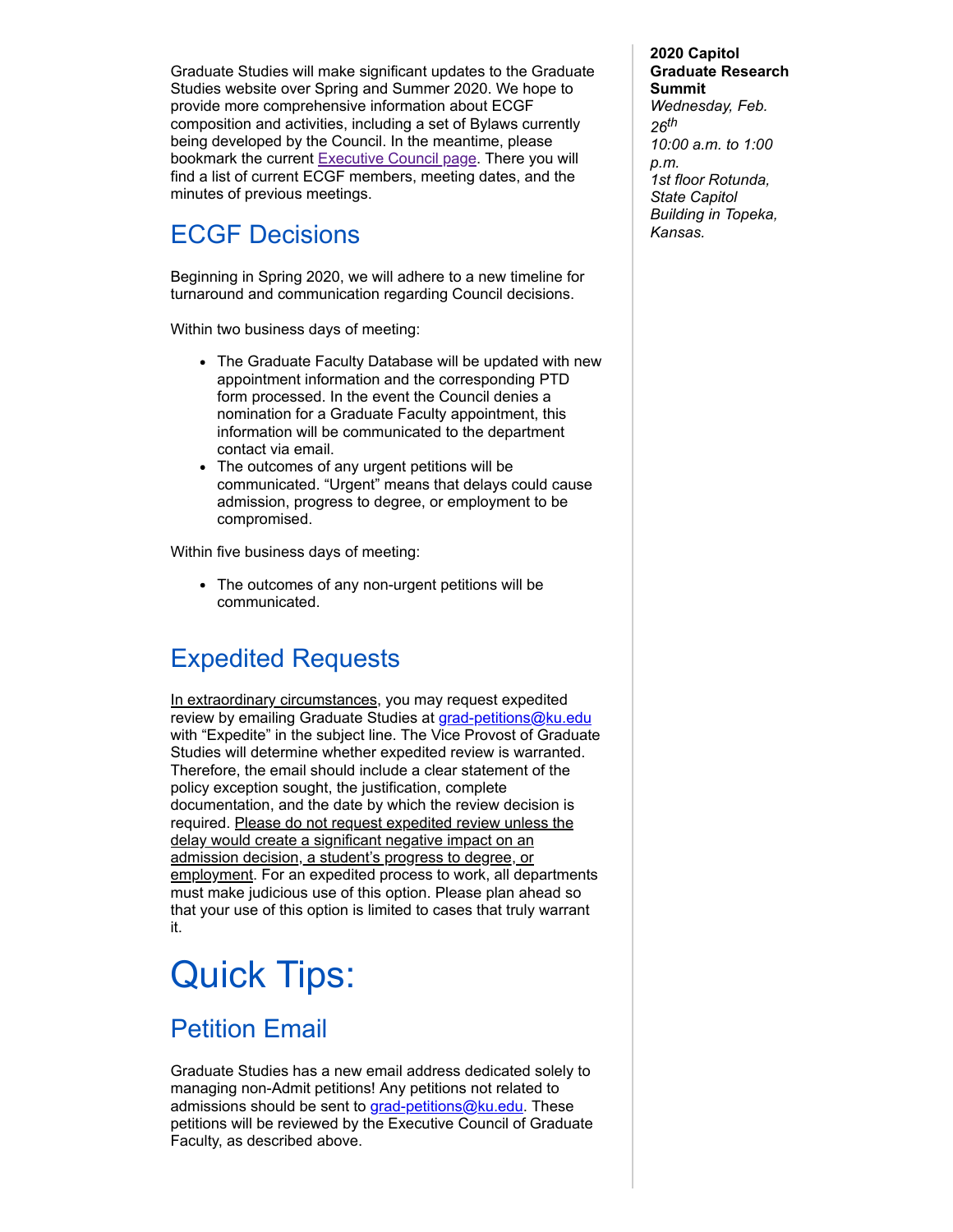Graduate Studies will make significant updates to the Graduate Studies website over Spring and Summer 2020. We hope to provide more comprehensive information about ECGF composition and activities, including a set of Bylaws currently being developed by the Council. In the meantime, please bookmark the current Executive Council page. There you will find a list of current ECGF members, meeting dates, and the minutes of previous meetings.

## ECGF Decisions

Beginning in Spring 2020, we will adhere to a new timeline for turnaround and communication regarding Council decisions.

Within two business days of meeting:

- The Graduate Faculty Database will be updated with new appointment information and the corresponding PTD form processed. In the event the Council denies a nomination for a Graduate Faculty appointment, this information will be communicated to the department contact via email.
- The outcomes of any urgent petitions will be communicated. "Urgent" means that delays could cause admission, progress to degree, or employment to be compromised.

Within five business days of meeting:

- The outcomes of any non-urgent petitions will be communicated.

## Expedited Requests

In extraordinary circumstances, you may request expedited review by emailing Graduate Studies at grad-petitions@ku.edu with "Expedite" in the subject line. The Vice Provost of Graduate Studies will determine whether expedited review is warranted. Therefore, the email should include a clear statement of the policy exception sought, the justification, complete documentation, and the date by which the review decision is required. Please do not request expedited review unless the delay would create a significant negative impact on an admission decision, a student's progress to degree, or employment. For an expedited process to work, all departments must make judicious use of this option. Please plan ahead so that your use of this option is limited to cases that truly warrant it.

# Quick Tips:

## Petition Email

Graduate Studies has a new email address dedicated solely to managing non-Admit petitions! Any petitions not related to admissions should be sent to grad-petitions@ku.edu. These petitions will be reviewed by the Executive Council of Graduate Faculty, as described above.

**2020 Capitol Graduate Research Summit**
*Wednesday, Feb. 26th*
*10:00 a.m. to 1:00 p.m.*
*1st floor Rotunda, State Capitol Building in Topeka, Kansas.*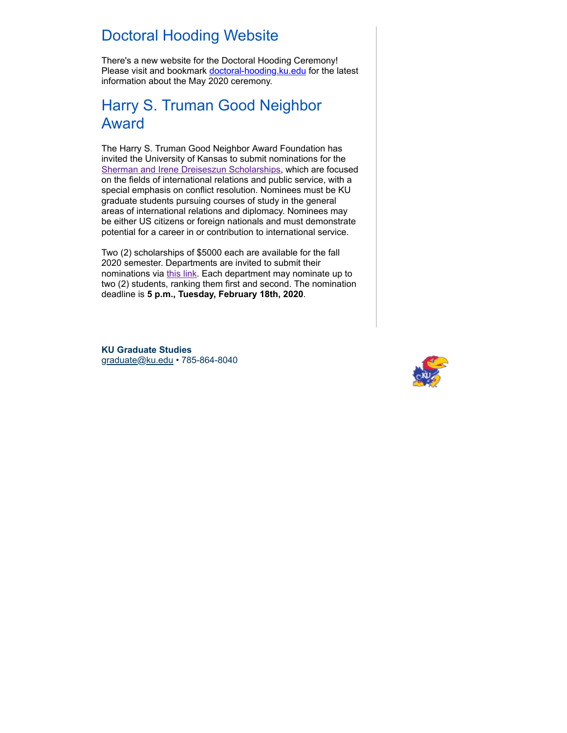## Doctoral Hooding Website

There's a new website for the Doctoral Hooding Ceremony! Please visit and bookmark doctoral-hooding.ku.edu for the latest information about the May 2020 ceremony.

## Harry S. Truman Good Neighbor Award

The Harry S. Truman Good Neighbor Award Foundation has invited the University of Kansas to submit nominations for the Sherman and Irene Dreiseszun Scholarships, which are focused on the fields of international relations and public service, with a special emphasis on conflict resolution. Nominees must be KU graduate students pursuing courses of study in the general areas of international relations and diplomacy. Nominees may be either US citizens or foreign nationals and must demonstrate potential for a career in or contribution to international service.

Two (2) scholarships of $5000 each are available for the fall 2020 semester. Departments are invited to submit their nominations via this link. Each department may nominate up to two (2) students, ranking them first and second. The nomination deadline is **5 p.m., Tuesday, February 18th, 2020**.

**KU Graduate Studies**
graduate@ku.edu • 785-864-8040